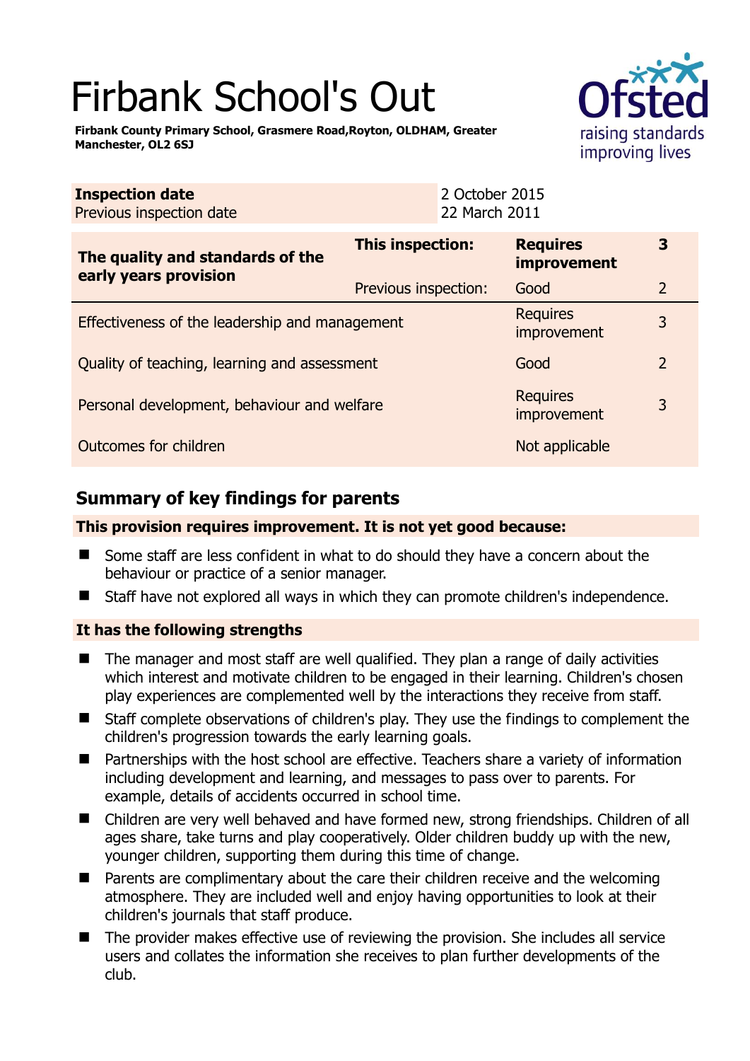# Firbank School's Out

**Firbank County Primary School, Grasmere Road,Royton, OLDHAM, Greater Manchester, OL2 6SJ**

| **Inspection date** | 2 October 2015 |
|---|---|
| Previous inspection date | 22 March 2011 |

| **The quality and standards of the early years provision** | **This inspection:** | **Requires improvement** | **3** |
|---|---|---|---|
| | Previous inspection: | Good | 2 |
| Effectiveness of the leadership and management | | Requires improvement | 3 |
| Quality of teaching, learning and assessment | | Good | 2 |
| Personal development, behaviour and welfare | | Requires improvement | 3 |
| Outcomes for children | | Not applicable | |

## Summary of key findings for parents

**This provision requires improvement. It is not yet good because:**

- Some staff are less confident in what to do should they have a concern about the behaviour or practice of a senior manager.
- Staff have not explored all ways in which they can promote children's independence.

**It has the following strengths**

- The manager and most staff are well qualified. They plan a range of daily activities which interest and motivate children to be engaged in their learning. Children's chosen play experiences are complemented well by the interactions they receive from staff.
- Staff complete observations of children's play. They use the findings to complement the children's progression towards the early learning goals.
- Partnerships with the host school are effective. Teachers share a variety of information including development and learning, and messages to pass over to parents. For example, details of accidents occurred in school time.
- Children are very well behaved and have formed new, strong friendships. Children of all ages share, take turns and play cooperatively. Older children buddy up with the new, younger children, supporting them during this time of change.
- Parents are complimentary about the care their children receive and the welcoming atmosphere. They are included well and enjoy having opportunities to look at their children's journals that staff produce.
- The provider makes effective use of reviewing the provision. She includes all service users and collates the information she receives to plan further developments of the club.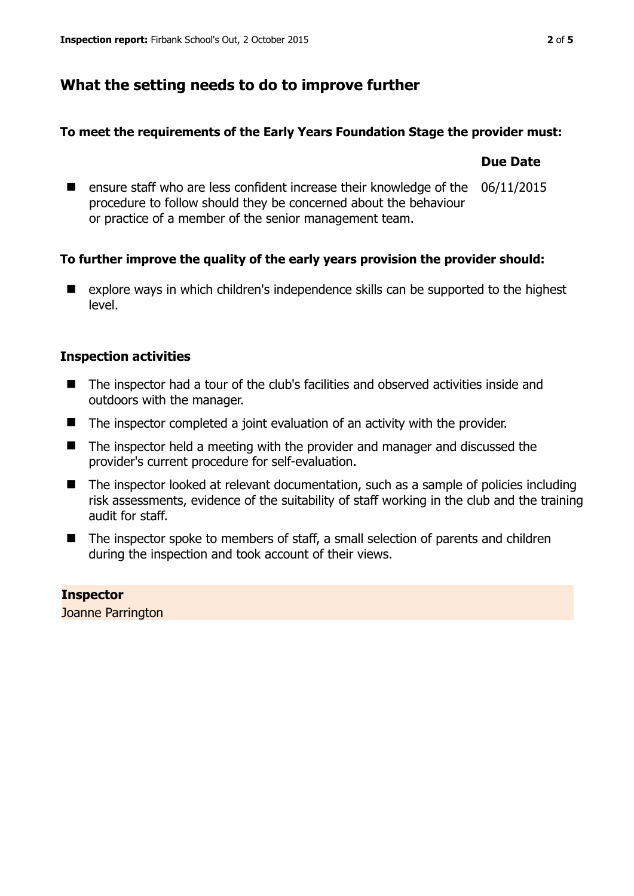## What the setting needs to do to improve further

**To meet the requirements of the Early Years Foundation Stage the provider must:**

| | Due Date |
|---|---|
| ensure staff who are less confident increase their knowledge of the procedure to follow should they be concerned about the behaviour or practice of a member of the senior management team. | 06/11/2015 |

**To further improve the quality of the early years provision the provider should:**

- explore ways in which children's independence skills can be supported to the highest level.

### Inspection activities

- The inspector had a tour of the club's facilities and observed activities inside and outdoors with the manager.
- The inspector completed a joint evaluation of an activity with the provider.
- The inspector held a meeting with the provider and manager and discussed the provider's current procedure for self-evaluation.
- The inspector looked at relevant documentation, such as a sample of policies including risk assessments, evidence of the suitability of staff working in the club and the training audit for staff.
- The inspector spoke to members of staff, a small selection of parents and children during the inspection and took account of their views.

**Inspector**
Joanne Parrington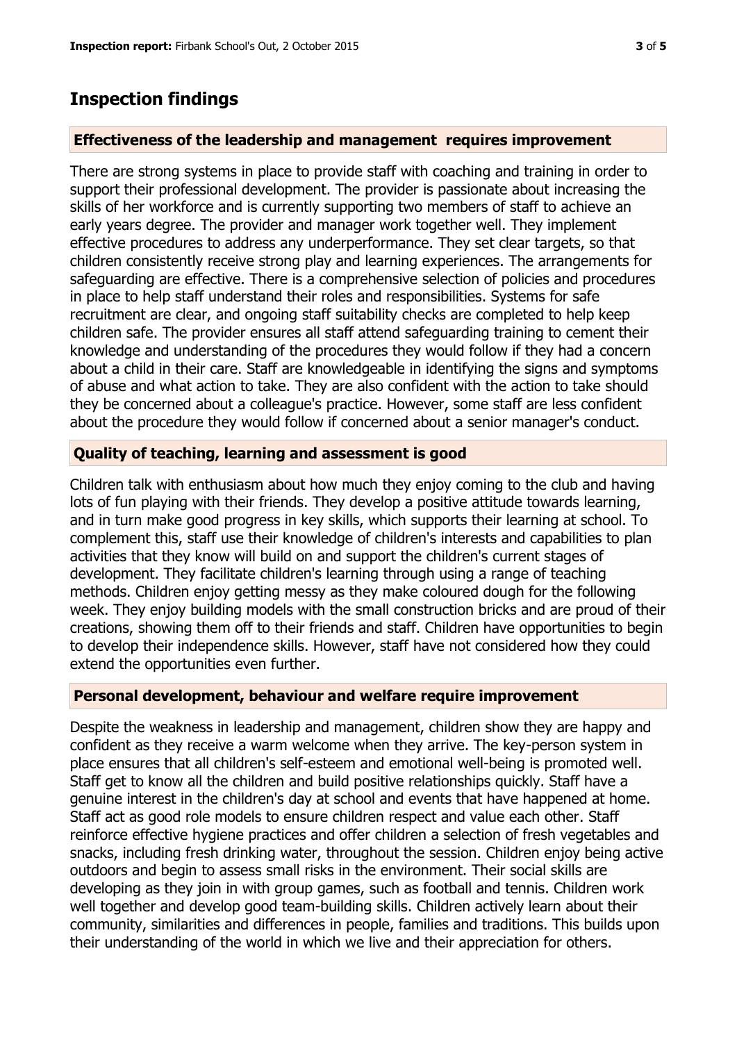## Inspection findings

### Effectiveness of the leadership and management requires improvement

There are strong systems in place to provide staff with coaching and training in order to support their professional development. The provider is passionate about increasing the skills of her workforce and is currently supporting two members of staff to achieve an early years degree. The provider and manager work together well. They implement effective procedures to address any underperformance. They set clear targets, so that children consistently receive strong play and learning experiences. The arrangements for safeguarding are effective. There is a comprehensive selection of policies and procedures in place to help staff understand their roles and responsibilities. Systems for safe recruitment are clear, and ongoing staff suitability checks are completed to help keep children safe. The provider ensures all staff attend safeguarding training to cement their knowledge and understanding of the procedures they would follow if they had a concern about a child in their care. Staff are knowledgeable in identifying the signs and symptoms of abuse and what action to take. They are also confident with the action to take should they be concerned about a colleague's practice. However, some staff are less confident about the procedure they would follow if concerned about a senior manager's conduct.

### Quality of teaching, learning and assessment is good

Children talk with enthusiasm about how much they enjoy coming to the club and having lots of fun playing with their friends. They develop a positive attitude towards learning, and in turn make good progress in key skills, which supports their learning at school. To complement this, staff use their knowledge of children's interests and capabilities to plan activities that they know will build on and support the children's current stages of development. They facilitate children's learning through using a range of teaching methods. Children enjoy getting messy as they make coloured dough for the following week. They enjoy building models with the small construction bricks and are proud of their creations, showing them off to their friends and staff. Children have opportunities to begin to develop their independence skills. However, staff have not considered how they could extend the opportunities even further.

### Personal development, behaviour and welfare require improvement

Despite the weakness in leadership and management, children show they are happy and confident as they receive a warm welcome when they arrive. The key-person system in place ensures that all children's self-esteem and emotional well-being is promoted well. Staff get to know all the children and build positive relationships quickly. Staff have a genuine interest in the children's day at school and events that have happened at home. Staff act as good role models to ensure children respect and value each other. Staff reinforce effective hygiene practices and offer children a selection of fresh vegetables and snacks, including fresh drinking water, throughout the session. Children enjoy being active outdoors and begin to assess small risks in the environment. Their social skills are developing as they join in with group games, such as football and tennis. Children work well together and develop good team-building skills. Children actively learn about their community, similarities and differences in people, families and traditions. This builds upon their understanding of the world in which we live and their appreciation for others.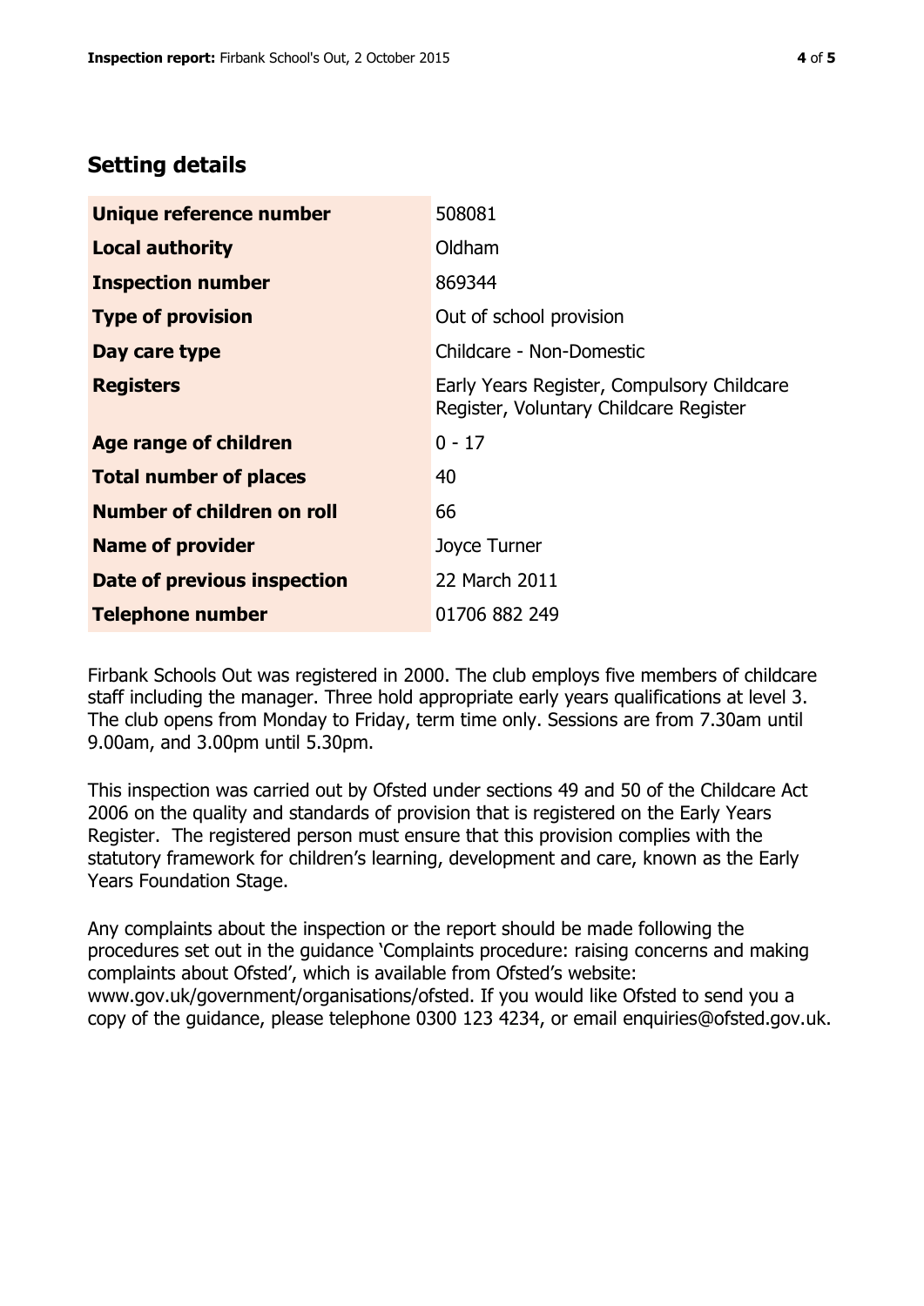## Setting details

| Unique reference number | 508081 |
| --- | --- |
| Local authority | Oldham |
| Inspection number | 869344 |
| Type of provision | Out of school provision |
| Day care type | Childcare - Non-Domestic |
| Registers | Early Years Register, Compulsory Childcare Register, Voluntary Childcare Register |
| Age range of children | 0 - 17 |
| Total number of places | 40 |
| Number of children on roll | 66 |
| Name of provider | Joyce Turner |
| Date of previous inspection | 22 March 2011 |
| Telephone number | 01706 882 249 |

Firbank Schools Out was registered in 2000. The club employs five members of childcare staff including the manager. Three hold appropriate early years qualifications at level 3. The club opens from Monday to Friday, term time only. Sessions are from 7.30am until 9.00am, and 3.00pm until 5.30pm.

This inspection was carried out by Ofsted under sections 49 and 50 of the Childcare Act 2006 on the quality and standards of provision that is registered on the Early Years Register. The registered person must ensure that this provision complies with the statutory framework for children's learning, development and care, known as the Early Years Foundation Stage.

Any complaints about the inspection or the report should be made following the procedures set out in the guidance 'Complaints procedure: raising concerns and making complaints about Ofsted', which is available from Ofsted's website: www.gov.uk/government/organisations/ofsted. If you would like Ofsted to send you a copy of the guidance, please telephone 0300 123 4234, or email enquiries@ofsted.gov.uk.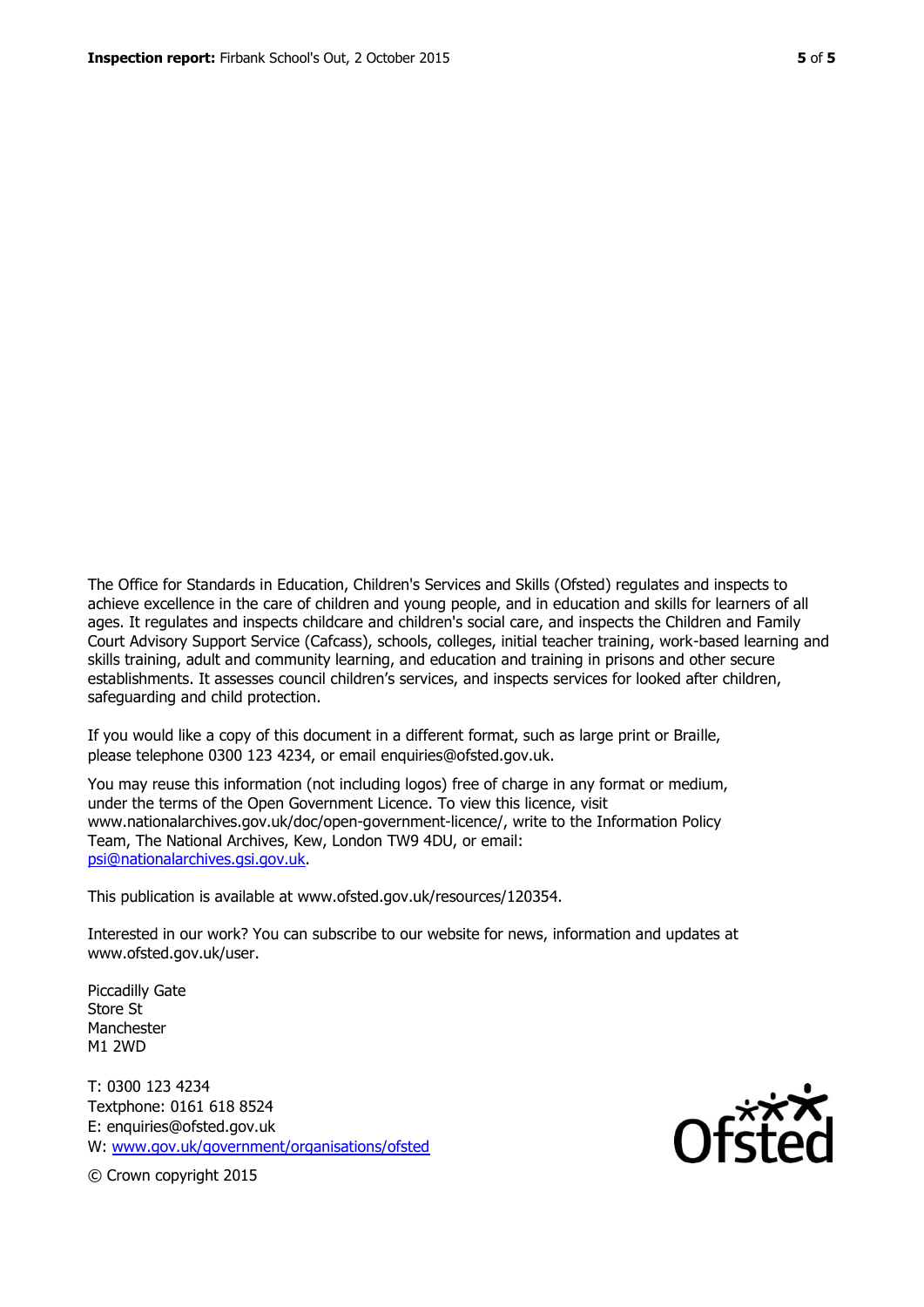The Office for Standards in Education, Children's Services and Skills (Ofsted) regulates and inspects to achieve excellence in the care of children and young people, and in education and skills for learners of all ages. It regulates and inspects childcare and children's social care, and inspects the Children and Family Court Advisory Support Service (Cafcass), schools, colleges, initial teacher training, work-based learning and skills training, adult and community learning, and education and training in prisons and other secure establishments. It assesses council children's services, and inspects services for looked after children, safeguarding and child protection.

If you would like a copy of this document in a different format, such as large print or Braille, please telephone 0300 123 4234, or email enquiries@ofsted.gov.uk.

You may reuse this information (not including logos) free of charge in any format or medium, under the terms of the Open Government Licence. To view this licence, visit www.nationalarchives.gov.uk/doc/open-government-licence/, write to the Information Policy Team, The National Archives, Kew, London TW9 4DU, or email: psi@nationalarchives.gsi.gov.uk.

This publication is available at www.ofsted.gov.uk/resources/120354.

Interested in our work? You can subscribe to our website for news, information and updates at www.ofsted.gov.uk/user.

Piccadilly Gate
Store St
Manchester
M1 2WD

T: 0300 123 4234
Textphone: 0161 618 8524
E: enquiries@ofsted.gov.uk
W: www.gov.uk/government/organisations/ofsted

© Crown copyright 2015